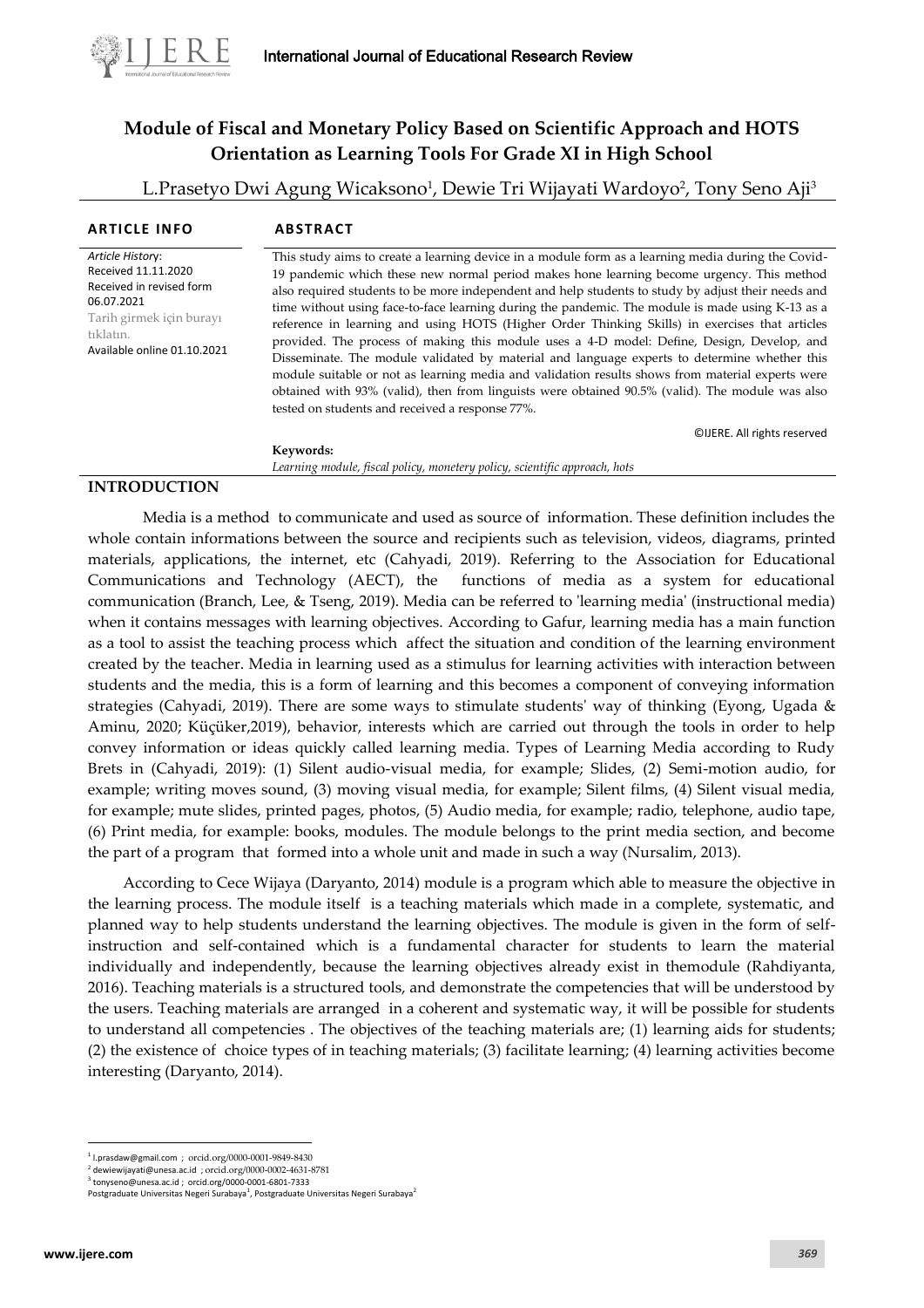# Module of Fiscal and Monetary Policy Based on Scientific Approach and HOTS Orientation as Learning Tools For Grade XI in High School

L.Prasetyo Dwi Agung Wicaksono[1], Dewie Tri Wijayati Wardoyo[2], Tony Seno Aji[3]

**ARTICLE INFO**

*Article History*:
Received 11.11.2020
Received in revised form 06.07.2021
Tarih girmek için burayı tıklatın.
Available online 01.10.2021

**ABSTRACT**

This study aims to create a learning device in a module form as a learning media during the Covid-19 pandemic which these new normal period makes hone learning become urgency. This method also required students to be more independent and help students to study by adjust their needs and time without using face-to-face learning during the pandemic. The module is made using K-13 as a reference in learning and using HOTS (Higher Order Thinking Skills) in exercises that articles provided. The process of making this module uses a 4-D model: Define, Design, Develop, and Disseminate. The module validated by material and language experts to determine whether this module suitable or not as learning media and validation results shows from material experts were obtained with 93% (valid), then from linguists were obtained 90.5% (valid). The module was also tested on students and received a response 77%.

©IJERE. All rights reserved

**Keywords:**
*Learning module, fiscal policy, monetery policy, scientific approach, hots*

## INTRODUCTION

Media is a method to communicate and used as source of information. These definition includes the whole contain informations between the source and recipients such as television, videos, diagrams, printed materials, applications, the internet, etc (Cahyadi, 2019). Referring to the Association for Educational Communications and Technology (AECT), the functions of media as a system for educational communication (Branch, Lee, & Tseng, 2019). Media can be referred to 'learning media' (instructional media) when it contains messages with learning objectives. According to Gafur, learning media has a main function as a tool to assist the teaching process which affect the situation and condition of the learning environment created by the teacher. Media in learning used as a stimulus for learning activities with interaction between students and the media, this is a form of learning and this becomes a component of conveying information strategies (Cahyadi, 2019). There are some ways to stimulate students' way of thinking (Eyong, Ugada & Aminu, 2020; Küçüker,2019), behavior, interests which are carried out through the tools in order to help convey information or ideas quickly called learning media. Types of Learning Media according to Rudy Brets in (Cahyadi, 2019): (1) Silent audio-visual media, for example; Slides, (2) Semi-motion audio, for example; writing moves sound, (3) moving visual media, for example; Silent films, (4) Silent visual media, for example; mute slides, printed pages, photos, (5) Audio media, for example; radio, telephone, audio tape, (6) Print media, for example: books, modules. The module belongs to the print media section, and become the part of a program that formed into a whole unit and made in such a way (Nursalim, 2013).

According to Cece Wijaya (Daryanto, 2014) module is a program which able to measure the objective in the learning process. The module itself is a teaching materials which made in a complete, systematic, and planned way to help students understand the learning objectives. The module is given in the form of self-instruction and self-contained which is a fundamental character for students to learn the material individually and independently, because the learning objectives already exist in themodule (Rahdiyanta, 2016). Teaching materials is a structured tools, and demonstrate the competencies that will be understood by the users. Teaching materials are arranged in a coherent and systematic way, it will be possible for students to understand all competencies . The objectives of the teaching materials are; (1) learning aids for students; (2) the existence of choice types of in teaching materials; (3) facilitate learning; (4) learning activities become interesting (Daryanto, 2014).

[1] l.prasdaw@gmail.com ; orcid.org/0000-0001-9849-8430
[2] dewiewijayati@unesa.ac.id ; orcid.org/0000-0002-4631-8781
[3] tonyseno@unesa.ac.id ; orcid.org/0000-0001-6801-7333
Postgraduate Universitas Negeri Surabaya[1], Postgraduate Universitas Negeri Surabaya[2]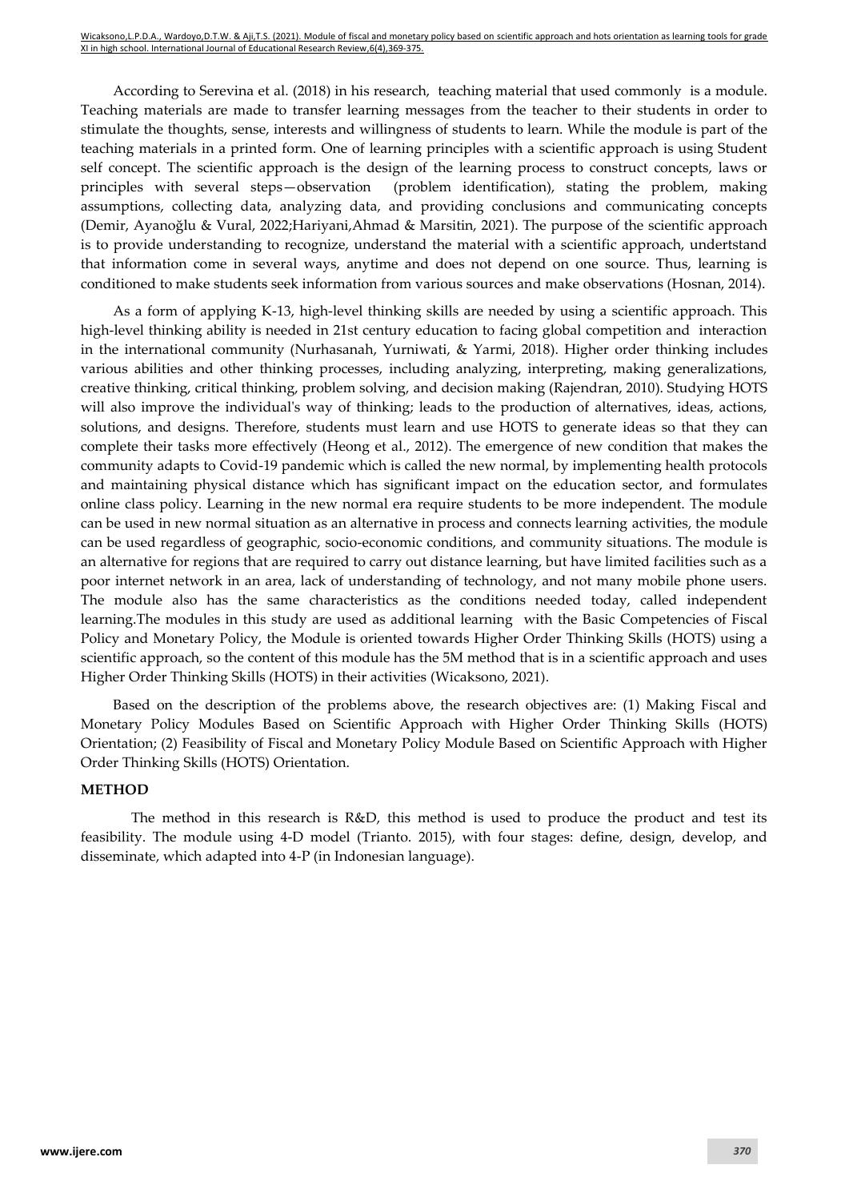According to Serevina et al. (2018) in his research, teaching material that used commonly is a module. Teaching materials are made to transfer learning messages from the teacher to their students in order to stimulate the thoughts, sense, interests and willingness of students to learn. While the module is part of the teaching materials in a printed form. One of learning principles with a scientific approach is using Student self concept. The scientific approach is the design of the learning process to construct concepts, laws or principles with several steps—observation (problem identification), stating the problem, making assumptions, collecting data, analyzing data, and providing conclusions and communicating concepts (Demir, Ayanoğlu & Vural, 2022;Hariyani,Ahmad & Marsitin, 2021). The purpose of the scientific approach is to provide understanding to recognize, understand the material with a scientific approach, undertstand that information come in several ways, anytime and does not depend on one source. Thus, learning is conditioned to make students seek information from various sources and make observations (Hosnan, 2014).

As a form of applying K-13, high-level thinking skills are needed by using a scientific approach. This high-level thinking ability is needed in 21st century education to facing global competition and interaction in the international community (Nurhasanah, Yurniwati, & Yarmi, 2018). Higher order thinking includes various abilities and other thinking processes, including analyzing, interpreting, making generalizations, creative thinking, critical thinking, problem solving, and decision making (Rajendran, 2010). Studying HOTS will also improve the individual's way of thinking; leads to the production of alternatives, ideas, actions, solutions, and designs. Therefore, students must learn and use HOTS to generate ideas so that they can complete their tasks more effectively (Heong et al., 2012). The emergence of new condition that makes the community adapts to Covid-19 pandemic which is called the new normal, by implementing health protocols and maintaining physical distance which has significant impact on the education sector, and formulates online class policy. Learning in the new normal era require students to be more independent. The module can be used in new normal situation as an alternative in process and connects learning activities, the module can be used regardless of geographic, socio-economic conditions, and community situations. The module is an alternative for regions that are required to carry out distance learning, but have limited facilities such as a poor internet network in an area, lack of understanding of technology, and not many mobile phone users. The module also has the same characteristics as the conditions needed today, called independent learning.The modules in this study are used as additional learning with the Basic Competencies of Fiscal Policy and Monetary Policy, the Module is oriented towards Higher Order Thinking Skills (HOTS) using a scientific approach, so the content of this module has the 5M method that is in a scientific approach and uses Higher Order Thinking Skills (HOTS) in their activities (Wicaksono, 2021).

Based on the description of the problems above, the research objectives are: (1) Making Fiscal and Monetary Policy Modules Based on Scientific Approach with Higher Order Thinking Skills (HOTS) Orientation; (2) Feasibility of Fiscal and Monetary Policy Module Based on Scientific Approach with Higher Order Thinking Skills (HOTS) Orientation.

## METHOD

The method in this research is R&D, this method is used to produce the product and test its feasibility. The module using 4-D model (Trianto. 2015), with four stages: define, design, develop, and disseminate, which adapted into 4-P (in Indonesian language).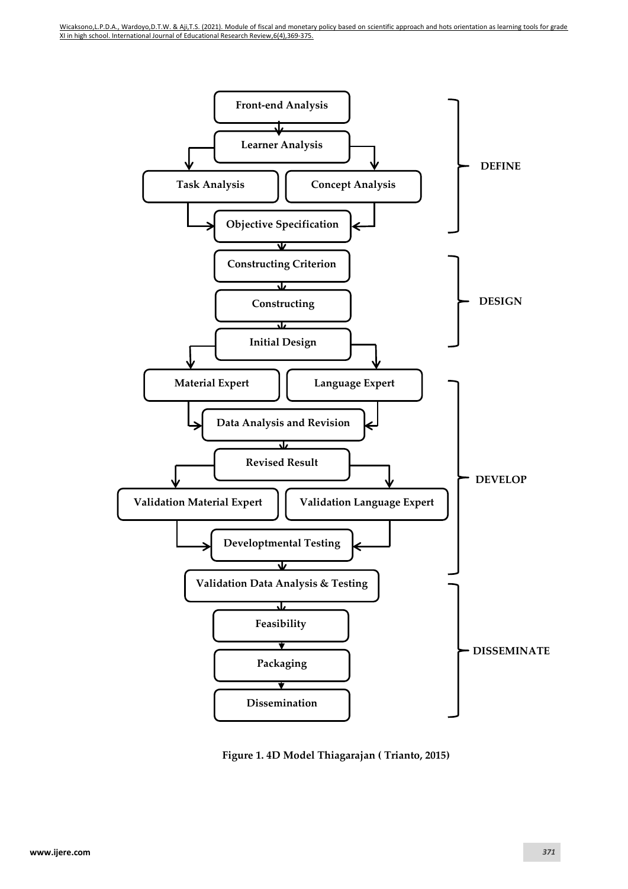Front-end Analysis

Learner Analysis

Task Analysis

Concept Analysis

Objective Specification

**DEFINE**

Constructing Criterion

Constructing

Initial Design

**DESIGN**

Material Expert

Language Expert

Data Analysis and Revision

Revised Result

Validation Material Expert

Validation Language Expert

Developtmental Testing

**DEVELOP**

Validation Data Analysis & Testing

Feasibility

Packaging

Dissemination

**DISSEMINATE**

**Figure 1. 4D Model Thiagarajan ( Trianto, 2015)**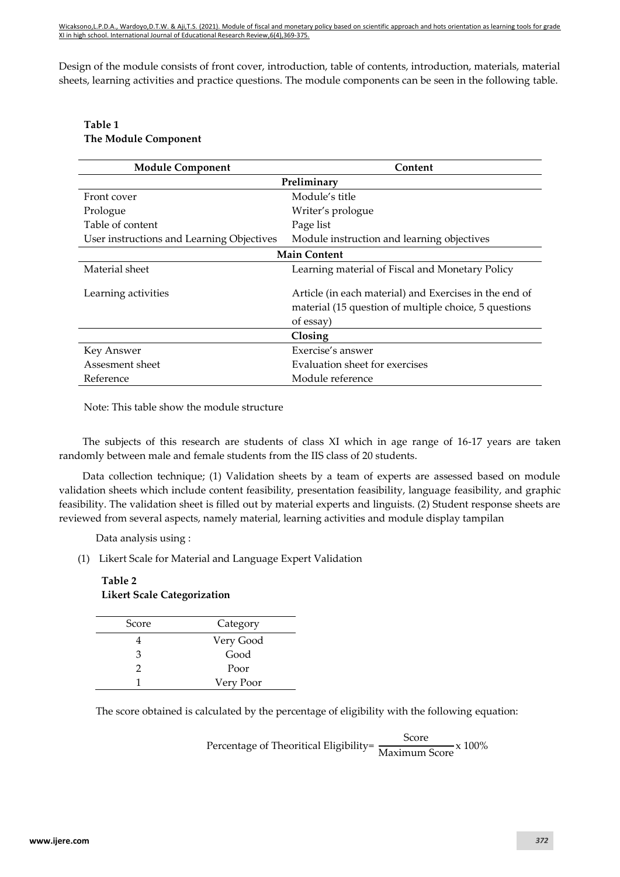Design of the module consists of front cover, introduction, table of contents, introduction, materials, material sheets, learning activities and practice questions. The module components can be seen in the following table.

**Table 1**
**The Module Component**

| Module Component | Content |
|---|---|
| **Preliminary** | |
| Front cover | Module's title |
| Prologue | Writer's prologue |
| Table of content | Page list |
| User instructions and Learning Objectives | Module instruction and learning objectives |
| **Main Content** | |
| Material sheet | Learning material of Fiscal and Monetary Policy |
| Learning activities | Article (in each material) and Exercises in the end of material (15 question of multiple choice, 5 questions of essay) |
| **Closing** | |
| Key Answer | Exercise's answer |
| Assesment sheet | Evaluation sheet for exercises |
| Reference | Module reference |

Note: This table show the module structure

The subjects of this research are students of class XI which in age range of 16-17 years are taken randomly between male and female students from the IIS class of 20 students.

Data collection technique; (1) Validation sheets by a team of experts are assessed based on module validation sheets which include content feasibility, presentation feasibility, language feasibility, and graphic feasibility. The validation sheet is filled out by material experts and linguists. (2) Student response sheets are reviewed from several aspects, namely material, learning activities and module display tampilan

Data analysis using :

(1) Likert Scale for Material and Language Expert Validation

**Table 2**
**Likert Scale Categorization**

| Score | Category |
|---|---|
| 4 | Very Good |
| 3 | Good |
| 2 | Poor |
| 1 | Very Poor |

The score obtained is calculated by the percentage of eligibility with the following equation:

$$\text{Percentage of Theoritical Eligibility} = \frac{\text{Score}}{\text{Maximum Score}} \times 100\%$$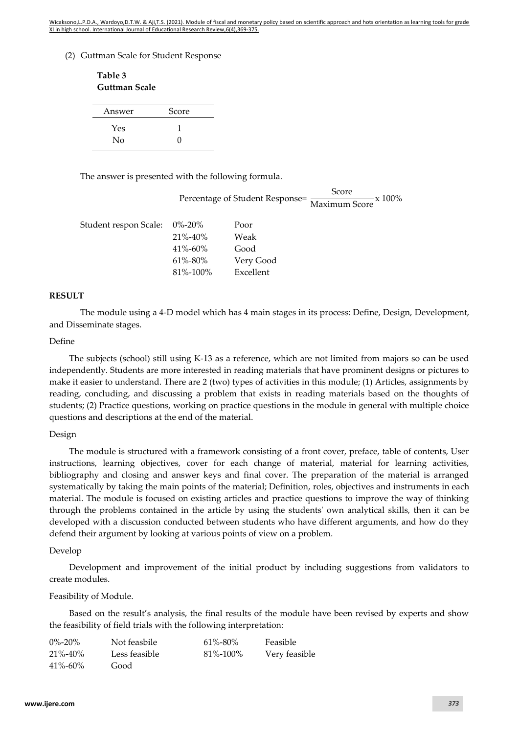(2) Guttman Scale for Student Response

**Table 3**
**Guttman Scale**

| Answer | Score |
|---|---|
| Yes | 1 |
| No | 0 |

The answer is presented with the following formula.

$$\text{Percentage of Student Response} = \frac{\text{Score}}{\text{Maximum Score}} \times 100\%$$

| Student respon Scale: | | |
|---|---|---|
| | 0%-20% | Poor |
| | 21%-40% | Weak |
| | 41%-60% | Good |
| | 61%-80% | Very Good |
| | 81%-100% | Excellent |

## RESULT

The module using a 4-D model which has 4 main stages in its process: Define, Design, Development, and Disseminate stages.

Define

The subjects (school) still using K-13 as a reference, which are not limited from majors so can be used independently. Students are more interested in reading materials that have prominent designs or pictures to make it easier to understand. There are 2 (two) types of activities in this module; (1) Articles, assignments by reading, concluding, and discussing a problem that exists in reading materials based on the thoughts of students; (2) Practice questions, working on practice questions in the module in general with multiple choice questions and descriptions at the end of the material.

Design

The module is structured with a framework consisting of a front cover, preface, table of contents, User instructions, learning objectives, cover for each change of material, material for learning activities, bibliography and closing and answer keys and final cover. The preparation of the material is arranged systematically by taking the main points of the material; Definition, roles, objectives and instruments in each material. The module is focused on existing articles and practice questions to improve the way of thinking through the problems contained in the article by using the students' own analytical skills, then it can be developed with a discussion conducted between students who have different arguments, and how do they defend their argument by looking at various points of view on a problem.

Develop

Development and improvement of the initial product by including suggestions from validators to create modules.

Feasibility of Module.

Based on the result's analysis, the final results of the module have been revised by experts and show the feasibility of field trials with the following interpretation:

| | | | |
|---|---|---|---|
| 0%-20% | Not feasbile | 61%-80% | Feasible |
| 21%-40% | Less feasible | 81%-100% | Very feasible |
| 41%-60% | Good | | |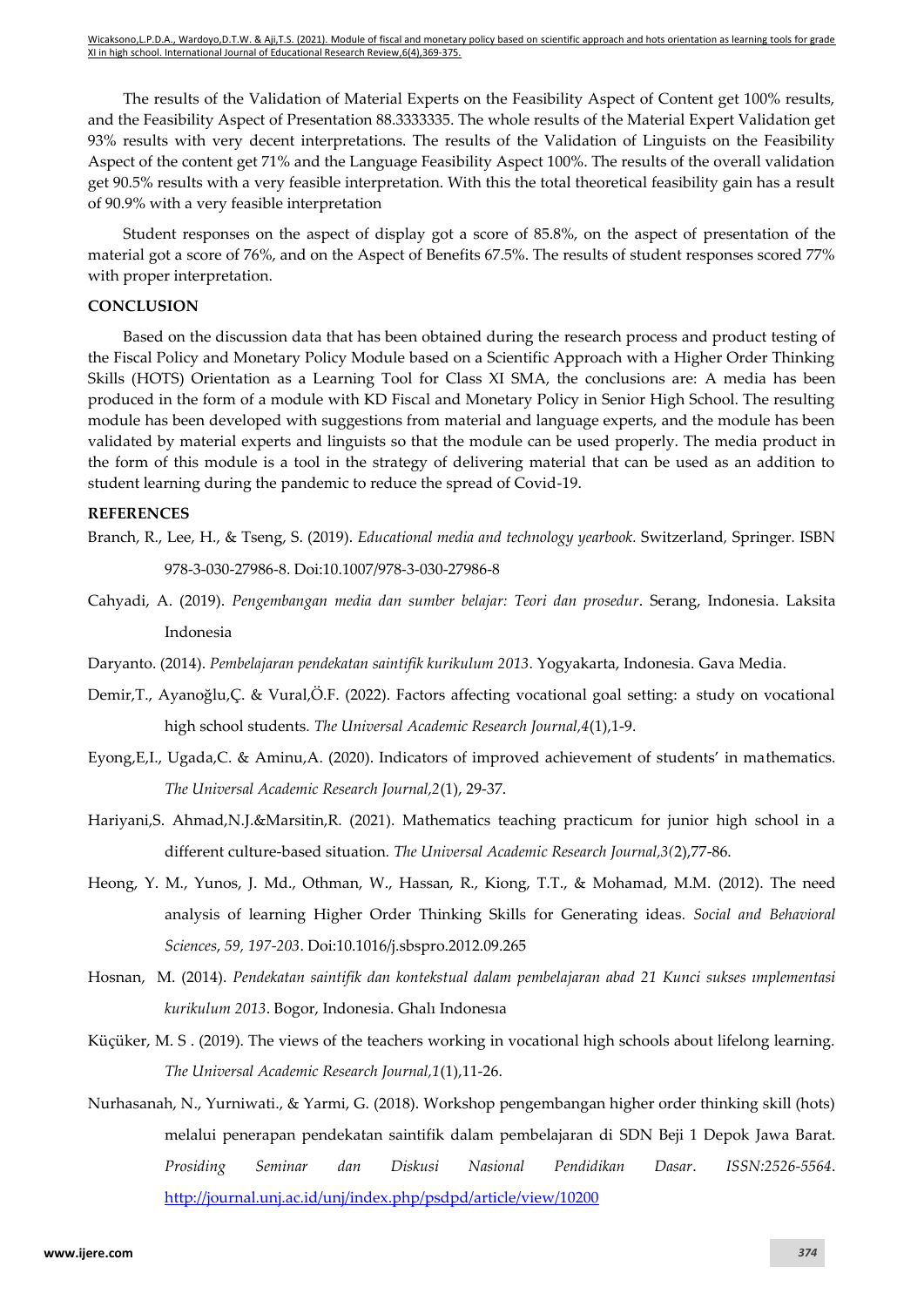The results of the Validation of Material Experts on the Feasibility Aspect of Content get 100% results, and the Feasibility Aspect of Presentation 88.3333335. The whole results of the Material Expert Validation get 93% results with very decent interpretations. The results of the Validation of Linguists on the Feasibility Aspect of the content get 71% and the Language Feasibility Aspect 100%. The results of the overall validation get 90.5% results with a very feasible interpretation. With this the total theoretical feasibility gain has a result of 90.9% with a very feasible interpretation

Student responses on the aspect of display got a score of 85.8%, on the aspect of presentation of the material got a score of 76%, and on the Aspect of Benefits 67.5%. The results of student responses scored 77% with proper interpretation.

## CONCLUSION

Based on the discussion data that has been obtained during the research process and product testing of the Fiscal Policy and Monetary Policy Module based on a Scientific Approach with a Higher Order Thinking Skills (HOTS) Orientation as a Learning Tool for Class XI SMA, the conclusions are: A media has been produced in the form of a module with KD Fiscal and Monetary Policy in Senior High School. The resulting module has been developed with suggestions from material and language experts, and the module has been validated by material experts and linguists so that the module can be used properly. The media product in the form of this module is a tool in the strategy of delivering material that can be used as an addition to student learning during the pandemic to reduce the spread of Covid-19.

## REFERENCES

Branch, R., Lee, H., & Tseng, S. (2019). *Educational media and technology yearbook*. Switzerland, Springer. ISBN 978-3-030-27986-8. Doi:10.1007/978-3-030-27986-8

Cahyadi, A. (2019). *Pengembangan media dan sumber belajar: Teori dan prosedur*. Serang, Indonesia. Laksita Indonesia

Daryanto. (2014). *Pembelajaran pendekatan saintifik kurikulum 2013*. Yogyakarta, Indonesia. Gava Media.

Demir,T., Ayanoğlu,Ç. & Vural,Ö.F. (2022). Factors affecting vocational goal setting: a study on vocational high school students. *The Universal Academic Research Journal,4*(1),1-9.

Eyong,E,I., Ugada,C. & Aminu,A. (2020). Indicators of improved achievement of students' in mathematics. *The Universal Academic Research Journal,2*(1), 29-37.

Hariyani,S. Ahmad,N.J.&Marsitin,R. (2021). Mathematics teaching practicum for junior high school in a different culture-based situation*. The Universal Academic Research Journal,3(*2),77-86.

Heong, Y. M., Yunos, J. Md., Othman, W., Hassan, R., Kiong, T.T., & Mohamad, M.M. (2012). The need analysis of learning Higher Order Thinking Skills for Generating ideas. *Social and Behavioral Sciences, 59, 197-203*. Doi:10.1016/j.sbspro.2012.09.265

Hosnan, M. (2014). *Pendekatan saintifik dan kontekstual dalam pembelajaran abad 21 Kunci sukses ımplementasi kurikulum 2013*. Bogor, Indonesia. Ghalı Indonesıa

Küçüker, M. S . (2019). The views of the teachers working in vocational high schools about lifelong learning. *The Universal Academic Research Journal,1*(1),11-26.

Nurhasanah, N., Yurniwati., & Yarmi, G. (2018). Workshop pengembangan higher order thinking skill (hots) melalui penerapan pendekatan saintifik dalam pembelajaran di SDN Beji 1 Depok Jawa Barat. *Prosiding Seminar dan Diskusi Nasional Pendidikan Dasar*. *ISSN:2526-5564*. http://journal.unj.ac.id/unj/index.php/psdpd/article/view/10200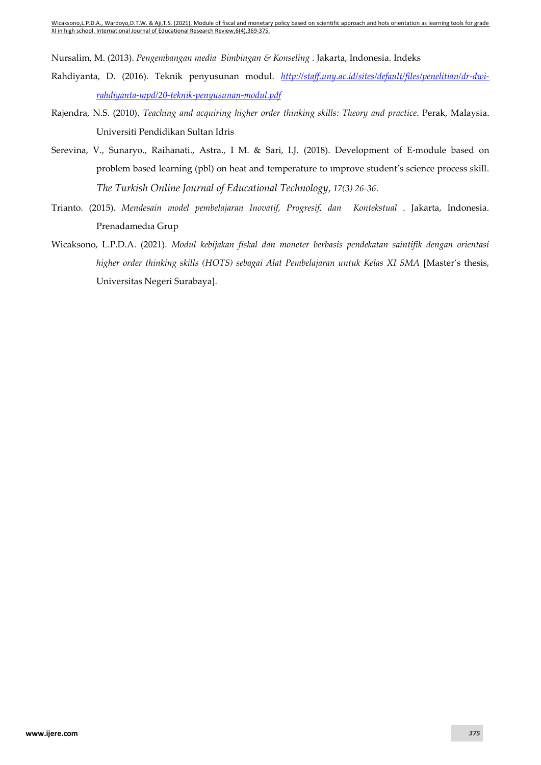Nursalim, M. (2013). *Pengembangan media Bimbingan & Konseling* . Jakarta, Indonesia. Indeks

Rahdiyanta, D. (2016). Teknik penyusunan modul. *http://staff.uny.ac.id/sites/default/files/penelitian/dr-dwi-rahdiyanta-mpd/20-teknik-penyusunan-modul.pdf*

Rajendra, N.S. (2010). *Teaching and acquiring higher order thinking skills: Theory and practice*. Perak, Malaysia. Universiti Pendidikan Sultan Idris

Serevina, V., Sunaryo., Raihanati., Astra., I M. & Sari, I.J. (2018). Development of E-module based on problem based learning (pbl) on heat and temperature to ımprove student's science process skill. *The Turkish Online Journal of Educational Technology*, *17(3) 26-36*.

Trianto. (2015). *Mendesain model pembelajaran Inovatif, Progresif, dan Kontekstual* . Jakarta, Indonesia. Prenadamedıa Grup

Wicaksono, L.P.D.A. (2021). *Modul kebijakan fiskal dan moneter berbasis pendekatan saintifik dengan orientasi higher order thinking skills (HOTS) sebagai Alat Pembelajaran untuk Kelas XI SMA* [Master's thesis, Universitas Negeri Surabaya].